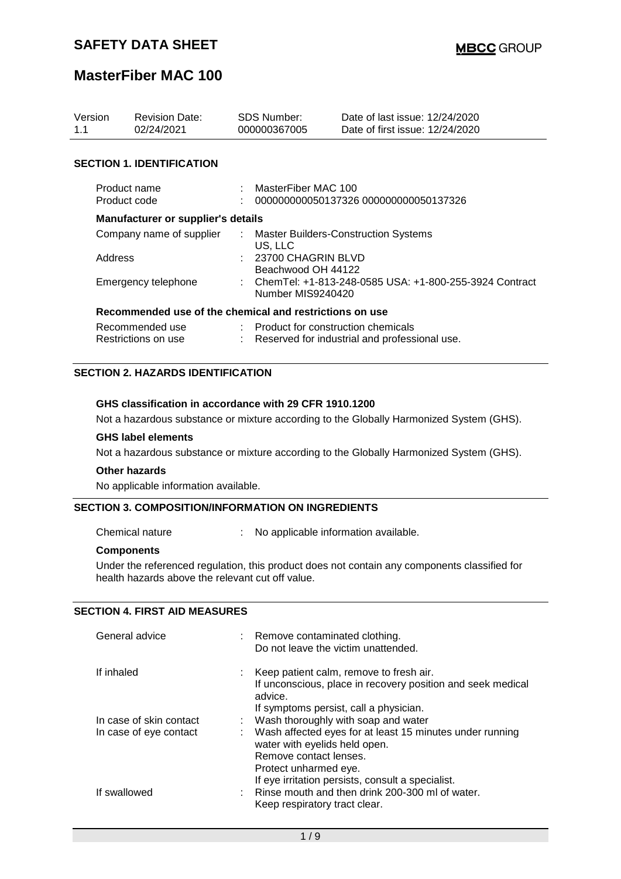# SAFETY DATA SHEET

**MBCC GROUP**

## MasterFiber MAC 100

| Version | Revision Date: | SDS Number: | Date of last issue: 12/24/2020 |
| --- | --- | --- | --- |
| 1.1 | 02/24/2021 | 000000367005 | Date of first issue: 12/24/2020 |

### SECTION 1. IDENTIFICATION

| | | |
| --- | --- | --- |
| Product name | : | MasterFiber MAC 100 |
| Product code | : | 000000000050137326 000000000050137326 |

**Manufacturer or supplier's details**

| | | |
| --- | --- | --- |
| Company name of supplier | : | Master Builders-Construction Systems US, LLC |
| Address | : | 23700 CHAGRIN BLVD Beachwood OH 44122 |
| Emergency telephone | : | ChemTel: +1-813-248-0585 USA: +1-800-255-3924 Contract Number MIS9240420 |

**Recommended use of the chemical and restrictions on use**

| | | |
| --- | --- | --- |
| Recommended use | : | Product for construction chemicals |
| Restrictions on use | : | Reserved for industrial and professional use. |

### SECTION 2. HAZARDS IDENTIFICATION

**GHS classification in accordance with 29 CFR 1910.1200**

Not a hazardous substance or mixture according to the Globally Harmonized System (GHS).

**GHS label elements**

Not a hazardous substance or mixture according to the Globally Harmonized System (GHS).

**Other hazards**

No applicable information available.

### SECTION 3. COMPOSITION/INFORMATION ON INGREDIENTS

| | | |
| --- | --- | --- |
| Chemical nature | : | No applicable information available. |

**Components**

Under the referenced regulation, this product does not contain any components classified for health hazards above the relevant cut off value.

### SECTION 4. FIRST AID MEASURES

| | | |
| --- | --- | --- |
| General advice | : | Remove contaminated clothing.<br>Do not leave the victim unattended. |
| If inhaled | : | Keep patient calm, remove to fresh air.<br>If unconscious, place in recovery position and seek medical advice.<br>If symptoms persist, call a physician. |
| In case of skin contact | : | Wash thoroughly with soap and water |
| In case of eye contact | : | Wash affected eyes for at least 15 minutes under running water with eyelids held open.<br>Remove contact lenses.<br>Protect unharmed eye.<br>If eye irritation persists, consult a specialist. |
| If swallowed | : | Rinse mouth and then drink 200-300 ml of water.<br>Keep respiratory tract clear. |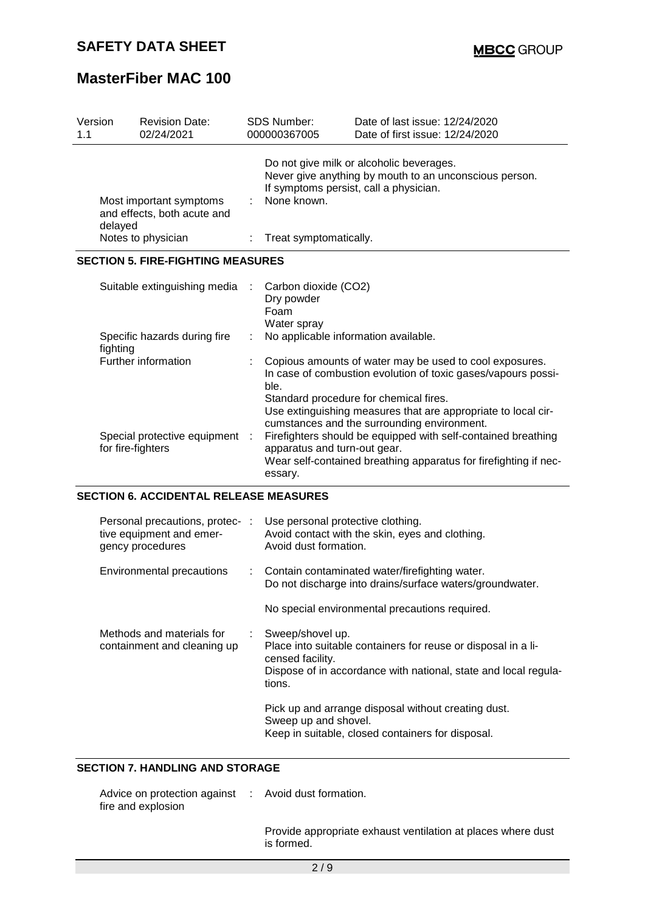| Version | Revision Date: | SDS Number: | Date of last issue: 12/24/2020 |
|---|---|---|---|
| 1.1 | 02/24/2021 | 000000367005 | Date of first issue: 12/24/2020 |

| | | |
|---|---|---|
| | | Do not give milk or alcoholic beverages. Never give anything by mouth to an unconscious person. If symptoms persist, call a physician. |
| Most important symptoms and effects, both acute and delayed | : | None known. |
| Notes to physician | : | Treat symptomatically. |

## SECTION 5. FIRE-FIGHTING MEASURES

| | | |
|---|---|---|
| Suitable extinguishing media | : | Carbon dioxide ($CO_2$)<br>Dry powder<br>Foam<br>Water spray |
| Specific hazards during fire fighting | : | No applicable information available. |
| Further information | : | Copious amounts of water may be used to cool exposures.<br>In case of combustion evolution of toxic gases/vapours possible.<br>Standard procedure for chemical fires.<br>Use extinguishing measures that are appropriate to local circumstances and the surrounding environment. |
| Special protective equipment for fire-fighters | : | Firefighters should be equipped with self-contained breathing apparatus and turn-out gear.<br>Wear self-contained breathing apparatus for firefighting if necessary. |

## SECTION 6. ACCIDENTAL RELEASE MEASURES

| | | |
|---|---|---|
| Personal precautions, protective equipment and emergency procedures | : | Use personal protective clothing.<br>Avoid contact with the skin, eyes and clothing.<br>Avoid dust formation. |
| Environmental precautions | : | Contain contaminated water/firefighting water.<br>Do not discharge into drains/surface waters/groundwater.<br><br>No special environmental precautions required. |
| Methods and materials for containment and cleaning up | : | Sweep/shovel up.<br>Place into suitable containers for reuse or disposal in a licensed facility.<br>Dispose of in accordance with national, state and local regulations.<br><br>Pick up and arrange disposal without creating dust.<br>Sweep up and shovel.<br>Keep in suitable, closed containers for disposal. |

## SECTION 7. HANDLING AND STORAGE

| | | |
|---|---|---|
| Advice on protection against fire and explosion | : | Avoid dust formation.<br><br>Provide appropriate exhaust ventilation at places where dust is formed. |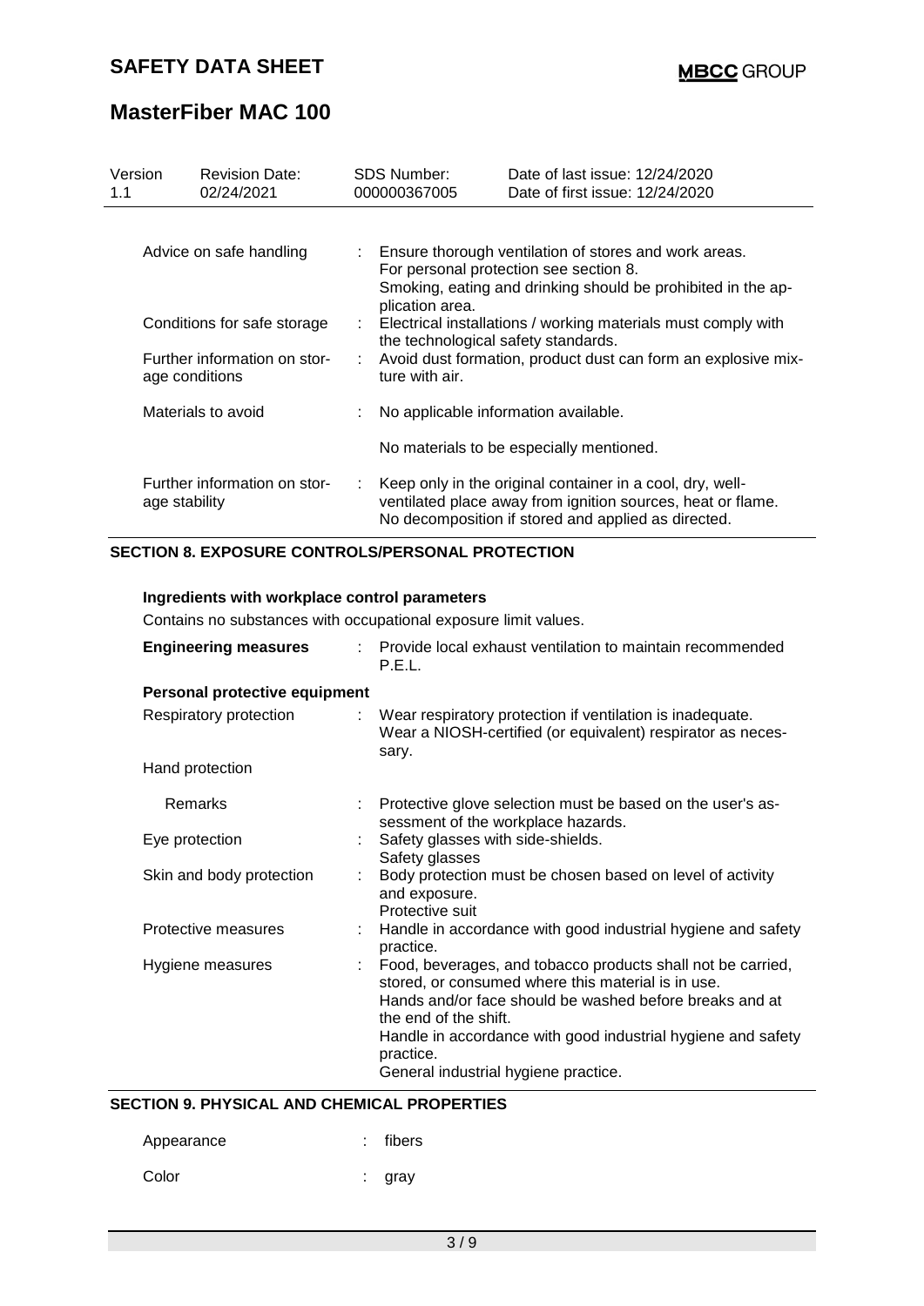| Version 1.1 | Revision Date: 02/24/2021 | SDS Number: 000000367005 | Date of last issue: 12/24/2020 Date of first issue: 12/24/2020 |
|---|---|---|---|

| | |
|---|---|
| Advice on safe handling | : Ensure thorough ventilation of stores and work areas. For personal protection see section 8. Smoking, eating and drinking should be prohibited in the application area. |
| Conditions for safe storage | : Electrical installations / working materials must comply with the technological safety standards. |
| Further information on storage conditions | : Avoid dust formation, product dust can form an explosive mixture with air. |
| Materials to avoid | : No applicable information available. No materials to be especially mentioned. |
| Further information on storage stability | : Keep only in the original container in a cool, dry, well-ventilated place away from ignition sources, heat or flame. No decomposition if stored and applied as directed. |

## SECTION 8. EXPOSURE CONTROLS/PERSONAL PROTECTION

### Ingredients with workplace control parameters

Contains no substances with occupational exposure limit values.

| | |
|---|---|
| **Engineering measures** | : Provide local exhaust ventilation to maintain recommended P.E.L. |

**Personal protective equipment**

| | |
|---|---|
| Respiratory protection | : Wear respiratory protection if ventilation is inadequate. Wear a NIOSH-certified (or equivalent) respirator as necessary. |
| Hand protection | |
| Remarks | : Protective glove selection must be based on the user's assessment of the workplace hazards. |
| Eye protection | : Safety glasses with side-shields. Safety glasses |
| Skin and body protection | : Body protection must be chosen based on level of activity and exposure. Protective suit |
| Protective measures | : Handle in accordance with good industrial hygiene and safety practice. |
| Hygiene measures | : Food, beverages, and tobacco products shall not be carried, stored, or consumed where this material is in use. Hands and/or face should be washed before breaks and at the end of the shift. Handle in accordance with good industrial hygiene and safety practice. General industrial hygiene practice. |

## SECTION 9. PHYSICAL AND CHEMICAL PROPERTIES

| | |
|---|---|
| Appearance | : fibers |
| Color | : gray |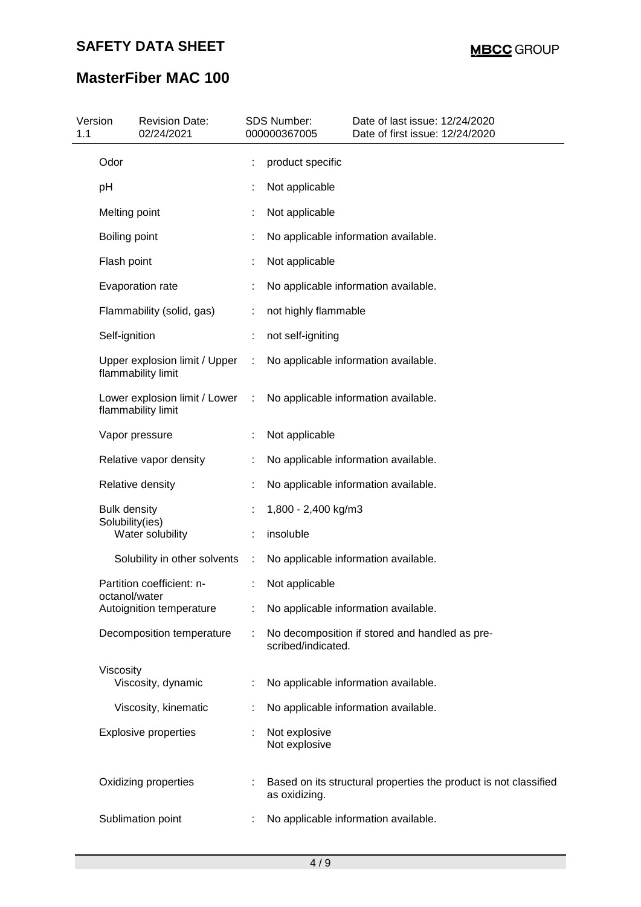| Property | | Value |
|---|---|---|
| Odor | : | product specific |
| pH | : | Not applicable |
| Melting point | : | Not applicable |
| Boiling point | : | No applicable information available. |
| Flash point | : | Not applicable |
| Evaporation rate | : | No applicable information available. |
| Flammability (solid, gas) | : | not highly flammable |
| Self-ignition | : | not self-igniting |
| Upper explosion limit / Upper flammability limit | : | No applicable information available. |
| Lower explosion limit / Lower flammability limit | : | No applicable information available. |
| Vapor pressure | : | Not applicable |
| Relative vapor density | : | No applicable information available. |
| Relative density | : | No applicable information available. |
| Bulk density | : | 1,800 - 2,400 kg/m3 |
| Solubility(ies) | | |
| Water solubility | : | insoluble |
| Solubility in other solvents | : | No applicable information available. |
| Partition coefficient: n-octanol/water | : | Not applicable |
| Autoignition temperature | : | No applicable information available. |
| Decomposition temperature | : | No decomposition if stored and handled as pre-scribed/indicated. |
| Viscosity | | |
| Viscosity, dynamic | : | No applicable information available. |
| Viscosity, kinematic | : | No applicable information available. |
| Explosive properties | : | Not explosive<br>Not explosive |
| Oxidizing properties | : | Based on its structural properties the product is not classified as oxidizing. |
| Sublimation point | : | No applicable information available. |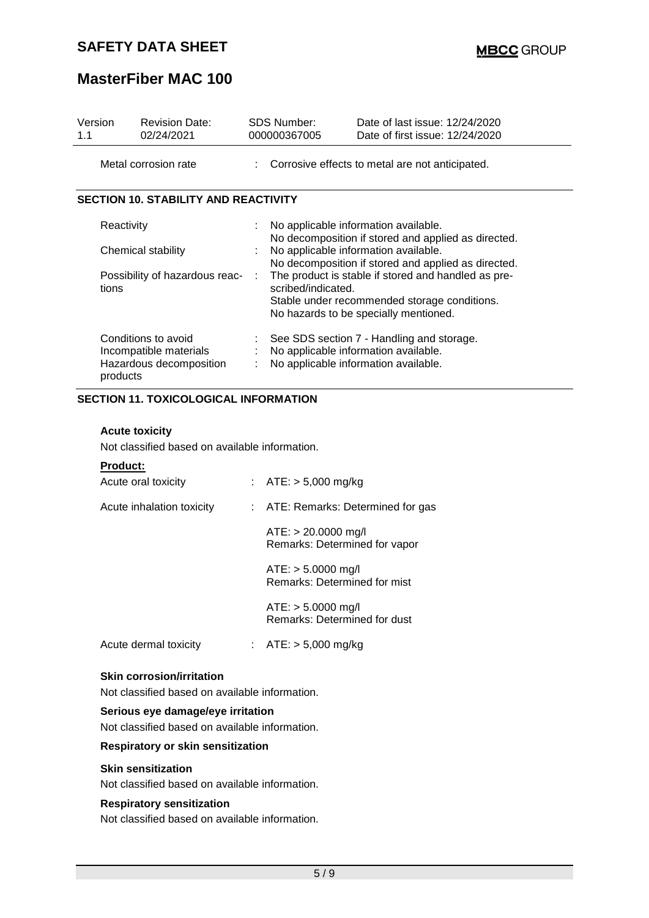| Version | Revision Date: | SDS Number: | Date of last issue: 12/24/2020 |
|---|---|---|---|
| 1.1 | 02/24/2021 | 000000367005 | Date of first issue: 12/24/2020 |

| | | |
|---|---|---|
| Metal corrosion rate | : | Corrosive effects to metal are not anticipated. |

## SECTION 10. STABILITY AND REACTIVITY

| | | |
|---|---|---|
| Reactivity | : | No applicable information available. No decomposition if stored and applied as directed. |
| Chemical stability | : | No applicable information available. No decomposition if stored and applied as directed. |
| Possibility of hazardous reactions | : | The product is stable if stored and handled as prescribed/indicated. Stable under recommended storage conditions. No hazards to be specially mentioned. |
| Conditions to avoid | : | See SDS section 7 - Handling and storage. |
| Incompatible materials | : | No applicable information available. |
| Hazardous decomposition products | : | No applicable information available. |

## SECTION 11. TOXICOLOGICAL INFORMATION

**Acute toxicity**

Not classified based on available information.

**Product:**

| | | |
|---|---|---|
| Acute oral toxicity | : | ATE: > 5,000 mg/kg |
| Acute inhalation toxicity | : | ATE: Remarks: Determined for gas |
| | | ATE: > 20.0000 mg/l Remarks: Determined for vapor |
| | | ATE: > 5.0000 mg/l Remarks: Determined for mist |
| | | ATE: > 5.0000 mg/l Remarks: Determined for dust |
| Acute dermal toxicity | : | ATE: > 5,000 mg/kg |

**Skin corrosion/irritation**

Not classified based on available information.

**Serious eye damage/eye irritation**

Not classified based on available information.

**Respiratory or skin sensitization**

**Skin sensitization**

Not classified based on available information.

**Respiratory sensitization**

Not classified based on available information.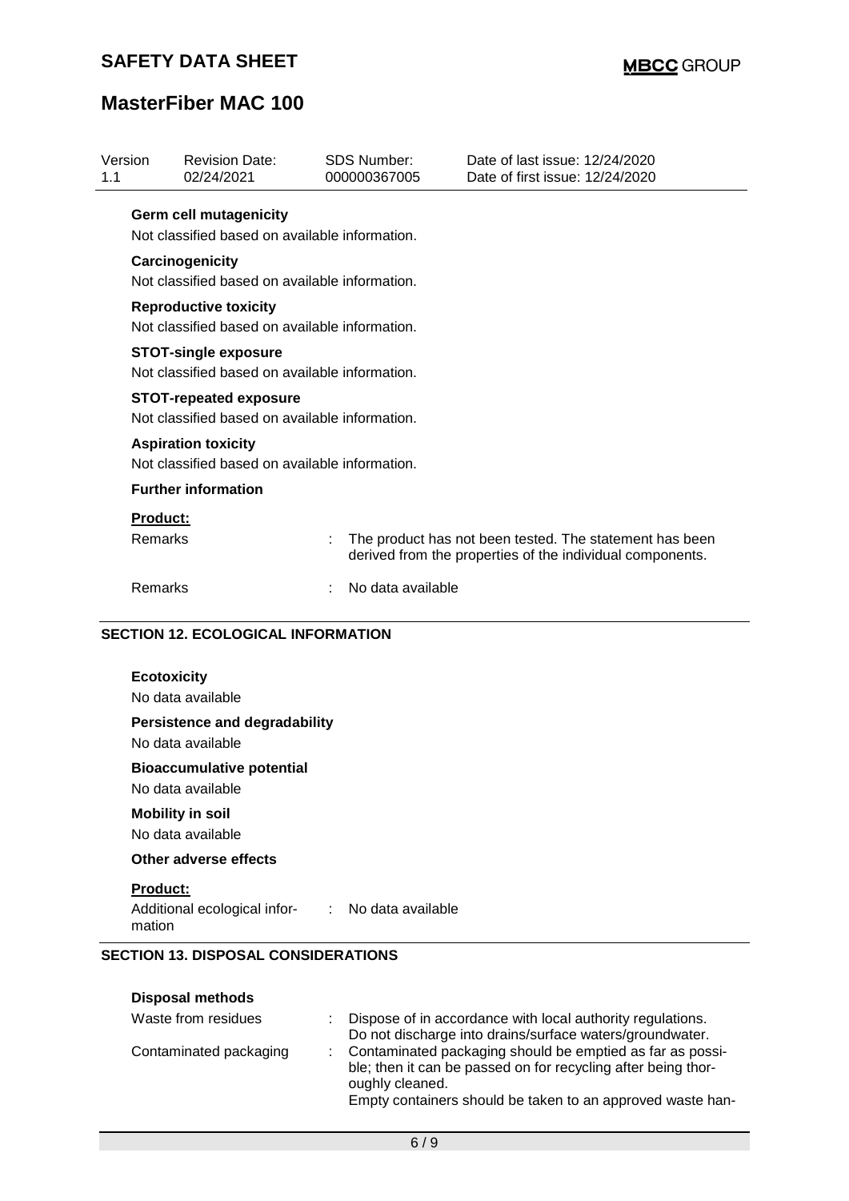**Germ cell mutagenicity**

Not classified based on available information.

**Carcinogenicity**

Not classified based on available information.

**Reproductive toxicity**

Not classified based on available information.

**STOT-single exposure**

Not classified based on available information.

**STOT-repeated exposure**

Not classified based on available information.

**Aspiration toxicity**

Not classified based on available information.

**Further information**

**Product:**

| | | |
|---|---|---|
| Remarks | : | The product has not been tested. The statement has been derived from the properties of the individual components. |
| Remarks | : | No data available |

## SECTION 12. ECOLOGICAL INFORMATION

**Ecotoxicity**

No data available

**Persistence and degradability**

No data available

**Bioaccumulative potential**

No data available

**Mobility in soil**

No data available

**Other adverse effects**

**Product:**

| | | |
|---|---|---|
| Additional ecological information | : | No data available |

## SECTION 13. DISPOSAL CONSIDERATIONS

**Disposal methods**

| | | |
|---|---|---|
| Waste from residues | : | Dispose of in accordance with local authority regulations. Do not discharge into drains/surface waters/groundwater. |
| Contaminated packaging | : | Contaminated packaging should be emptied as far as possible; then it can be passed on for recycling after being thoroughly cleaned. Empty containers should be taken to an approved waste han- |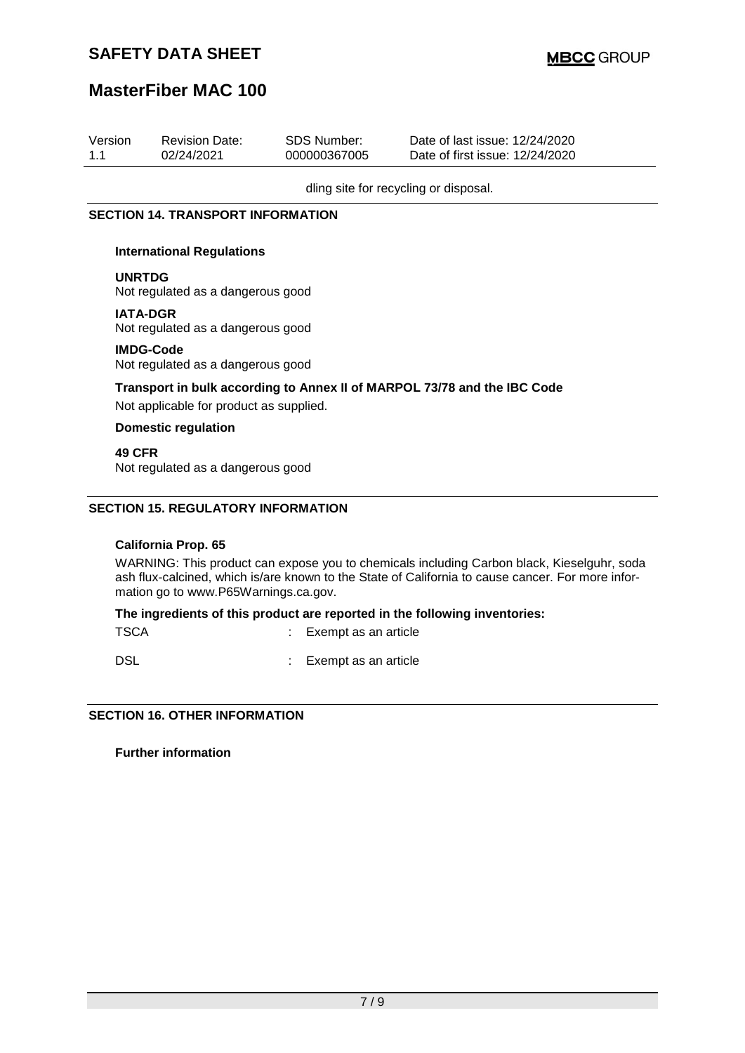dling site for recycling or disposal.

## SECTION 14. TRANSPORT INFORMATION

**International Regulations**

**UNRTDG**
Not regulated as a dangerous good

**IATA-DGR**
Not regulated as a dangerous good

**IMDG-Code**
Not regulated as a dangerous good

**Transport in bulk according to Annex II of MARPOL 73/78 and the IBC Code**

Not applicable for product as supplied.

**Domestic regulation**

**49 CFR**
Not regulated as a dangerous good

## SECTION 15. REGULATORY INFORMATION

**California Prop. 65**

WARNING: This product can expose you to chemicals including Carbon black, Kieselguhr, soda ash flux-calcined, which is/are known to the State of California to cause cancer. For more information go to www.P65Warnings.ca.gov.

**The ingredients of this product are reported in the following inventories:**

TSCA : Exempt as an article

DSL : Exempt as an article

## SECTION 16. OTHER INFORMATION

**Further information**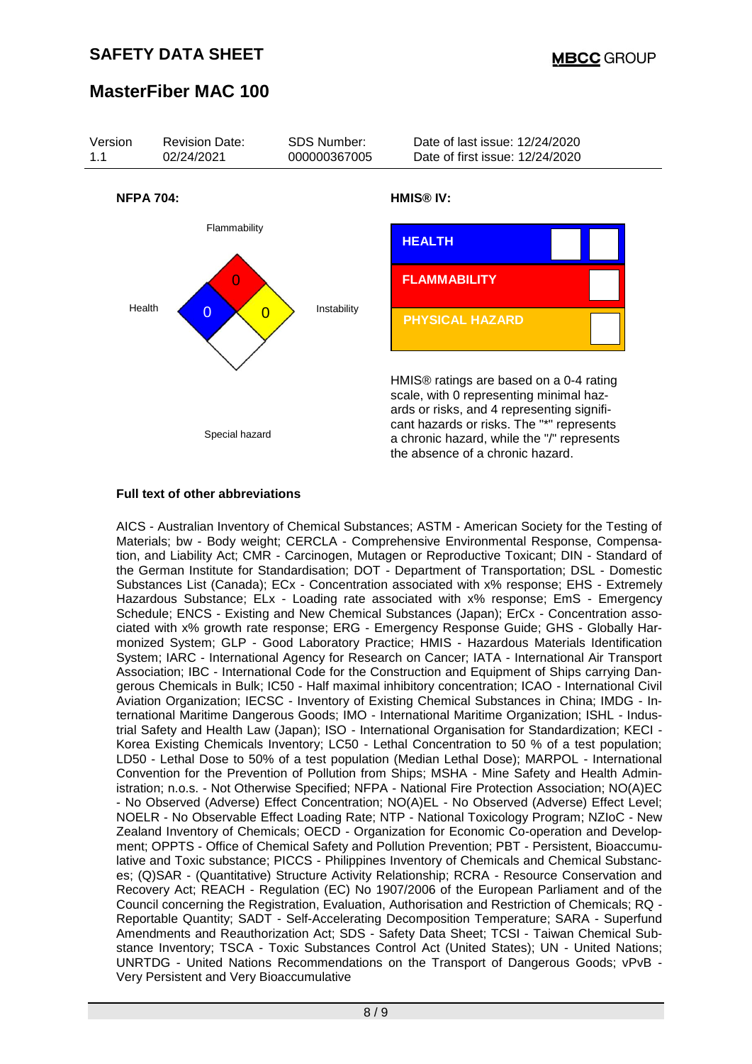| Version | Revision Date: | SDS Number: | Date of last issue: 12/24/2020 |
| --- | --- | --- | --- |
| 1.1 | 02/24/2021 | 000000367005 | Date of first issue: 12/24/2020 |

**NFPA 704:**

Flammability: 0
Health: 0
Instability: 0
Special hazard

**HMIS® IV:**

| HEALTH | | |
| --- | --- | --- |
| FLAMMABILITY | | |
| PHYSICAL HAZARD | | |

HMIS® ratings are based on a 0-4 rating scale, with 0 representing minimal hazards or risks, and 4 representing significant hazards or risks. The "*" represents a chronic hazard, while the "/" represents the absence of a chronic hazard.

**Full text of other abbreviations**

AICS - Australian Inventory of Chemical Substances; ASTM - American Society for the Testing of Materials; bw - Body weight; CERCLA - Comprehensive Environmental Response, Compensation, and Liability Act; CMR - Carcinogen, Mutagen or Reproductive Toxicant; DIN - Standard of the German Institute for Standardisation; DOT - Department of Transportation; DSL - Domestic Substances List (Canada); ECx - Concentration associated with x% response; EHS - Extremely Hazardous Substance; ELx - Loading rate associated with x% response; EmS - Emergency Schedule; ENCS - Existing and New Chemical Substances (Japan); ErCx - Concentration associated with x% growth rate response; ERG - Emergency Response Guide; GHS - Globally Harmonized System; GLP - Good Laboratory Practice; HMIS - Hazardous Materials Identification System; IARC - International Agency for Research on Cancer; IATA - International Air Transport Association; IBC - International Code for the Construction and Equipment of Ships carrying Dangerous Chemicals in Bulk; IC50 - Half maximal inhibitory concentration; ICAO - International Civil Aviation Organization; IECSC - Inventory of Existing Chemical Substances in China; IMDG - International Maritime Dangerous Goods; IMO - International Maritime Organization; ISHL - Industrial Safety and Health Law (Japan); ISO - International Organisation for Standardization; KECI - Korea Existing Chemicals Inventory; LC50 - Lethal Concentration to 50 % of a test population; LD50 - Lethal Dose to 50% of a test population (Median Lethal Dose); MARPOL - International Convention for the Prevention of Pollution from Ships; MSHA - Mine Safety and Health Administration; n.o.s. - Not Otherwise Specified; NFPA - National Fire Protection Association; NO(A)EC - No Observed (Adverse) Effect Concentration; NO(A)EL - No Observed (Adverse) Effect Level; NOELR - No Observable Effect Loading Rate; NTP - National Toxicology Program; NZIoC - New Zealand Inventory of Chemicals; OECD - Organization for Economic Co-operation and Development; OPPTS - Office of Chemical Safety and Pollution Prevention; PBT - Persistent, Bioaccumulative and Toxic substance; PICCS - Philippines Inventory of Chemicals and Chemical Substances; (Q)SAR - (Quantitative) Structure Activity Relationship; RCRA - Resource Conservation and Recovery Act; REACH - Regulation (EC) No 1907/2006 of the European Parliament and of the Council concerning the Registration, Evaluation, Authorisation and Restriction of Chemicals; RQ - Reportable Quantity; SADT - Self-Accelerating Decomposition Temperature; SARA - Superfund Amendments and Reauthorization Act; SDS - Safety Data Sheet; TCSI - Taiwan Chemical Substance Inventory; TSCA - Toxic Substances Control Act (United States); UN - United Nations; UNRTDG - United Nations Recommendations on the Transport of Dangerous Goods; vPvB - Very Persistent and Very Bioaccumulative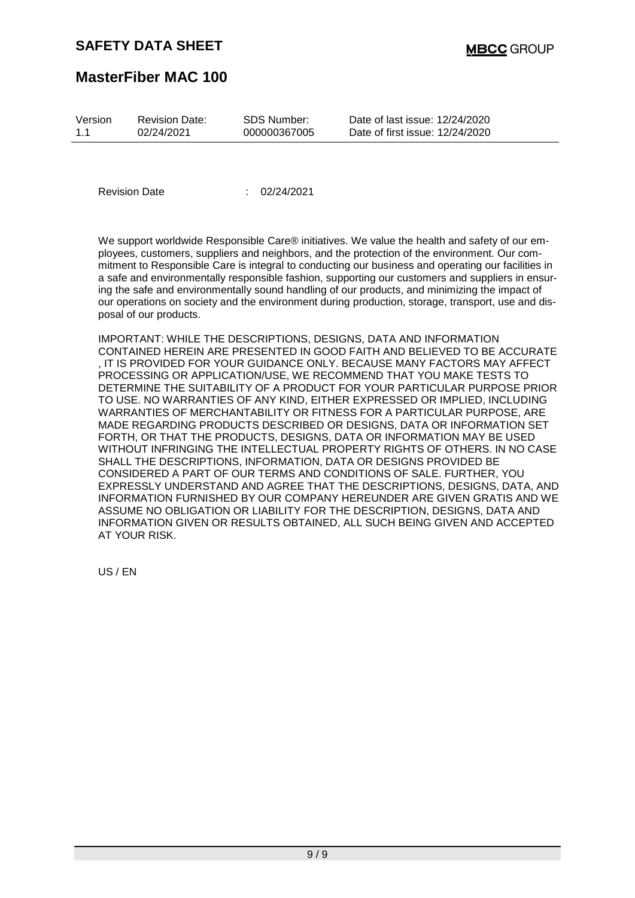Revision Date : 02/24/2021

We support worldwide Responsible Care® initiatives. We value the health and safety of our employees, customers, suppliers and neighbors, and the protection of the environment. Our commitment to Responsible Care is integral to conducting our business and operating our facilities in a safe and environmentally responsible fashion, supporting our customers and suppliers in ensuring the safe and environmentally sound handling of our products, and minimizing the impact of our operations on society and the environment during production, storage, transport, use and disposal of our products.

IMPORTANT: WHILE THE DESCRIPTIONS, DESIGNS, DATA AND INFORMATION CONTAINED HEREIN ARE PRESENTED IN GOOD FAITH AND BELIEVED TO BE ACCURATE , IT IS PROVIDED FOR YOUR GUIDANCE ONLY. BECAUSE MANY FACTORS MAY AFFECT PROCESSING OR APPLICATION/USE, WE RECOMMEND THAT YOU MAKE TESTS TO DETERMINE THE SUITABILITY OF A PRODUCT FOR YOUR PARTICULAR PURPOSE PRIOR TO USE. NO WARRANTIES OF ANY KIND, EITHER EXPRESSED OR IMPLIED, INCLUDING WARRANTIES OF MERCHANTABILITY OR FITNESS FOR A PARTICULAR PURPOSE, ARE MADE REGARDING PRODUCTS DESCRIBED OR DESIGNS, DATA OR INFORMATION SET FORTH, OR THAT THE PRODUCTS, DESIGNS, DATA OR INFORMATION MAY BE USED WITHOUT INFRINGING THE INTELLECTUAL PROPERTY RIGHTS OF OTHERS. IN NO CASE SHALL THE DESCRIPTIONS, INFORMATION, DATA OR DESIGNS PROVIDED BE CONSIDERED A PART OF OUR TERMS AND CONDITIONS OF SALE. FURTHER, YOU EXPRESSLY UNDERSTAND AND AGREE THAT THE DESCRIPTIONS, DESIGNS, DATA, AND INFORMATION FURNISHED BY OUR COMPANY HEREUNDER ARE GIVEN GRATIS AND WE ASSUME NO OBLIGATION OR LIABILITY FOR THE DESCRIPTION, DESIGNS, DATA AND INFORMATION GIVEN OR RESULTS OBTAINED, ALL SUCH BEING GIVEN AND ACCEPTED AT YOUR RISK.

US / EN